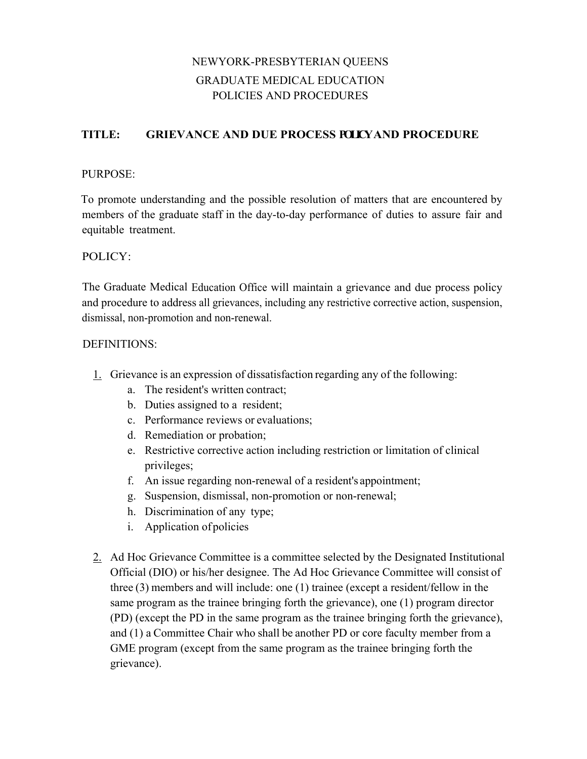NEWYORK-PRESBYTERIAN QUEENS

GRADUATE MEDICAL EDUCATION

POLICIES AND PROCEDURES

**TITLE: GRIEVANCE AND DUE PROCESS POLICY AND PROCEDURE**

PURPOSE:

To promote understanding and the possible resolution of matters that are encountered by members of the graduate staff in the day-to-day performance of duties to assure fair and equitable treatment.

POLICY:

The Graduate Medical Education Office will maintain a grievance and due process policy and procedure to address all grievances, including any restrictive corrective action, suspension, dismissal, non-promotion and non-renewal.

DEFINITIONS:

1. Grievance is an expression of dissatisfaction regarding any of the following:
   a. The resident's written contract;
   b. Duties assigned to a resident;
   c. Performance reviews or evaluations;
   d. Remediation or probation;
   e. Restrictive corrective action including restriction or limitation of clinical privileges;
   f. An issue regarding non-renewal of a resident's appointment;
   g. Suspension, dismissal, non-promotion or non-renewal;
   h. Discrimination of any type;
   i. Application of policies

2. Ad Hoc Grievance Committee is a committee selected by the Designated Institutional Official (DIO) or his/her designee. The Ad Hoc Grievance Committee will consist of three (3) members and will include: one (1) trainee (except a resident/fellow in the same program as the trainee bringing forth the grievance), one (1) program director (PD) (except the PD in the same program as the trainee bringing forth the grievance), and (1) a Committee Chair who shall be another PD or core faculty member from a GME program (except from the same program as the trainee bringing forth the grievance).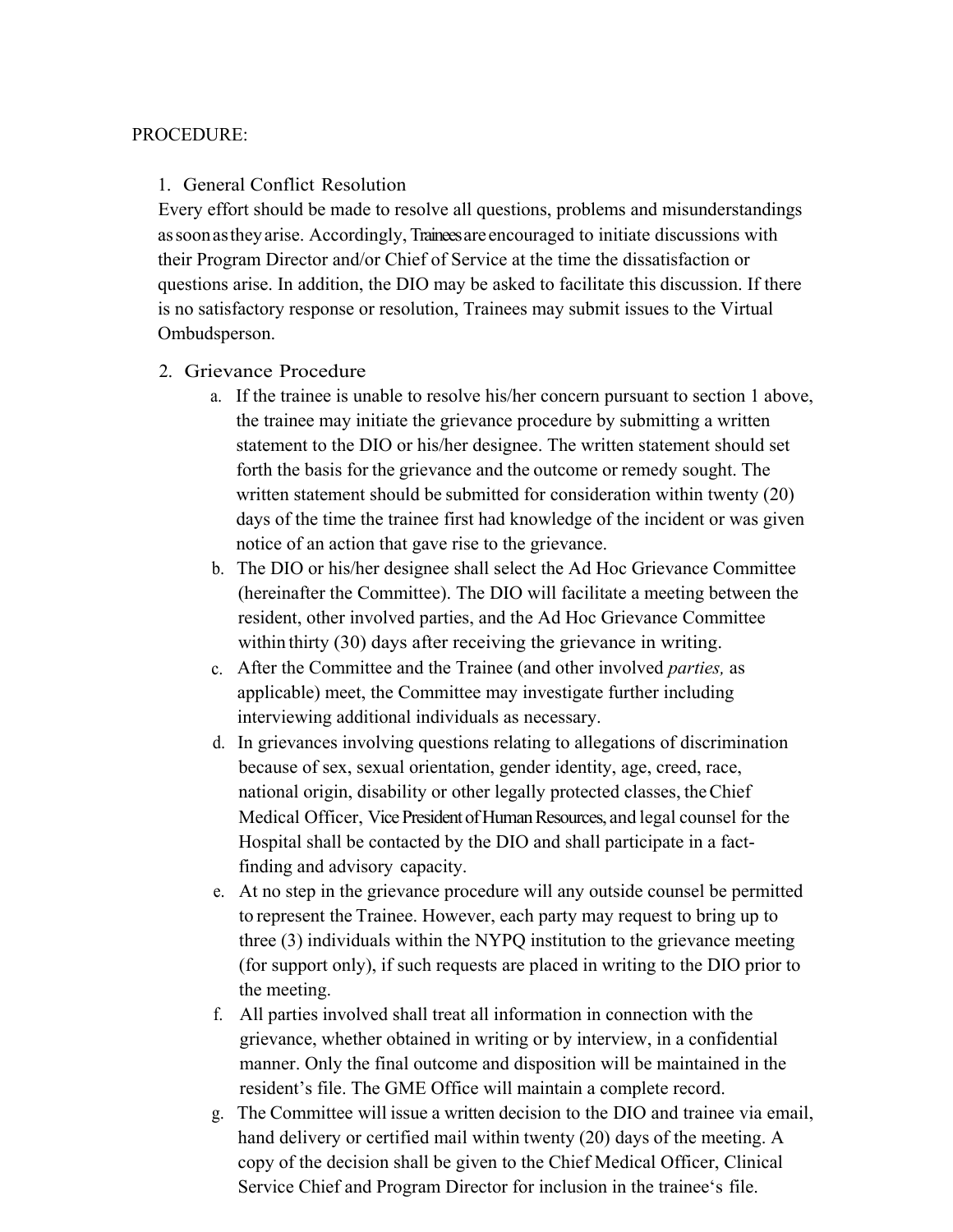PROCEDURE:

1. General Conflict Resolution

Every effort should be made to resolve all questions, problems and misunderstandings as soon as they arise. Accordingly, Trainees are encouraged to initiate discussions with their Program Director and/or Chief of Service at the time the dissatisfaction or questions arise. In addition, the DIO may be asked to facilitate this discussion. If there is no satisfactory response or resolution, Trainees may submit issues to the Virtual Ombudsperson.

2. Grievance Procedure
    a. If the trainee is unable to resolve his/her concern pursuant to section 1 above, the trainee may initiate the grievance procedure by submitting a written statement to the DIO or his/her designee. The written statement should set forth the basis for the grievance and the outcome or remedy sought. The written statement should be submitted for consideration within twenty (20) days of the time the trainee first had knowledge of the incident or was given notice of an action that gave rise to the grievance.
    b. The DIO or his/her designee shall select the Ad Hoc Grievance Committee (hereinafter the Committee). The DIO will facilitate a meeting between the resident, other involved parties, and the Ad Hoc Grievance Committee within thirty (30) days after receiving the grievance in writing.
    c. After the Committee and the Trainee (and other involved *parties,* as applicable) meet, the Committee may investigate further including interviewing additional individuals as necessary.
    d. In grievances involving questions relating to allegations of discrimination because of sex, sexual orientation, gender identity, age, creed, race, national origin, disability or other legally protected classes, the Chief Medical Officer, Vice President of Human Resources, and legal counsel for the Hospital shall be contacted by the DIO and shall participate in a fact-finding and advisory capacity.
    e. At no step in the grievance procedure will any outside counsel be permitted to represent the Trainee. However, each party may request to bring up to three (3) individuals within the NYPQ institution to the grievance meeting (for support only), if such requests are placed in writing to the DIO prior to the meeting.
    f. All parties involved shall treat all information in connection with the grievance, whether obtained in writing or by interview, in a confidential manner. Only the final outcome and disposition will be maintained in the resident's file. The GME Office will maintain a complete record.
    g. The Committee will issue a written decision to the DIO and trainee via email, hand delivery or certified mail within twenty (20) days of the meeting. A copy of the decision shall be given to the Chief Medical Officer, Clinical Service Chief and Program Director for inclusion in the trainee's file.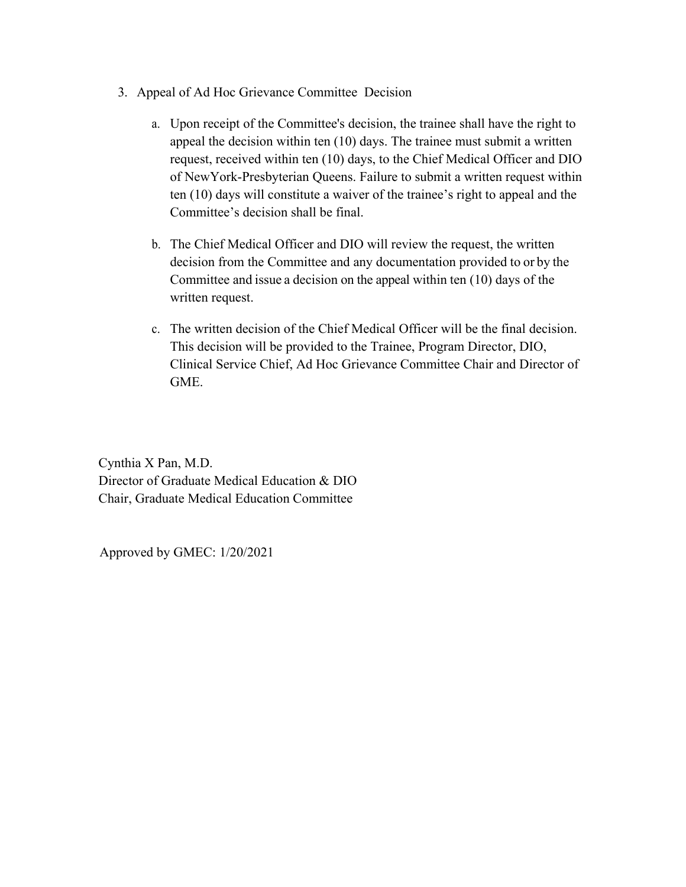3. Appeal of Ad Hoc Grievance Committee Decision

   a. Upon receipt of the Committee's decision, the trainee shall have the right to appeal the decision within ten (10) days. The trainee must submit a written request, received within ten (10) days, to the Chief Medical Officer and DIO of NewYork-Presbyterian Queens. Failure to submit a written request within ten (10) days will constitute a waiver of the trainee's right to appeal and the Committee's decision shall be final.

   b. The Chief Medical Officer and DIO will review the request, the written decision from the Committee and any documentation provided to or by the Committee and issue a decision on the appeal within ten (10) days of the written request.

   c. The written decision of the Chief Medical Officer will be the final decision. This decision will be provided to the Trainee, Program Director, DIO, Clinical Service Chief, Ad Hoc Grievance Committee Chair and Director of GME.

Cynthia X Pan, M.D.
Director of Graduate Medical Education & DIO
Chair, Graduate Medical Education Committee

Approved by GMEC: 1/20/2021